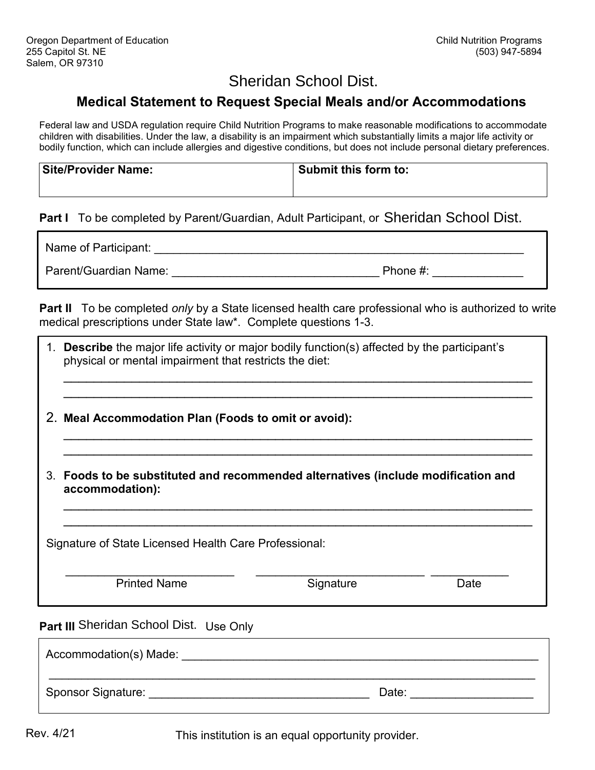Oregon Department of Education
255 Capitol St. NE
Salem, OR 97310

Child Nutrition Programs
(503) 947-5894

# Sheridan School Dist.

## Medical Statement to Request Special Meals and/or Accommodations

Federal law and USDA regulation require Child Nutrition Programs to make reasonable modifications to accommodate children with disabilities. Under the law, a disability is an impairment which substantially limits a major life activity or bodily function, which can include allergies and digestive conditions, but does not include personal dietary preferences.

| **Site/Provider Name:** | **Submit this form to:** |
|---|---|
| | |

**Part I** To be completed by Parent/Guardian, Adult Participant, or Sheridan School Dist.

Name of Participant: ___________________________________________________________

Parent/Guardian Name: ________________________________ Phone #: _____________

**Part II** To be completed *only* by a State licensed health care professional who is authorized to write medical prescriptions under State law*. Complete questions 1-3.

1. **Describe** the major life activity or major bodily function(s) affected by the participant's physical or mental impairment that restricts the diet:

   ______________________________________________________________________

   ______________________________________________________________________

2. **Meal Accommodation Plan (Foods to omit or avoid):**

   ______________________________________________________________________

   ______________________________________________________________________

3. **Foods to be substituted and recommended alternatives (include modification and accommodation):**

   ______________________________________________________________________

   ______________________________________________________________________

Signature of State Licensed Health Care Professional:

__________________________ __________________________ ____________
Printed Name Signature Date

**Part III** Sheridan School Dist. Use Only

Accommodation(s) Made: _________________________________________________________

_____________________________________________________________________________

Sponsor Signature: __________________________________ Date: __________________

Rev. 4/21

This institution is an equal opportunity provider.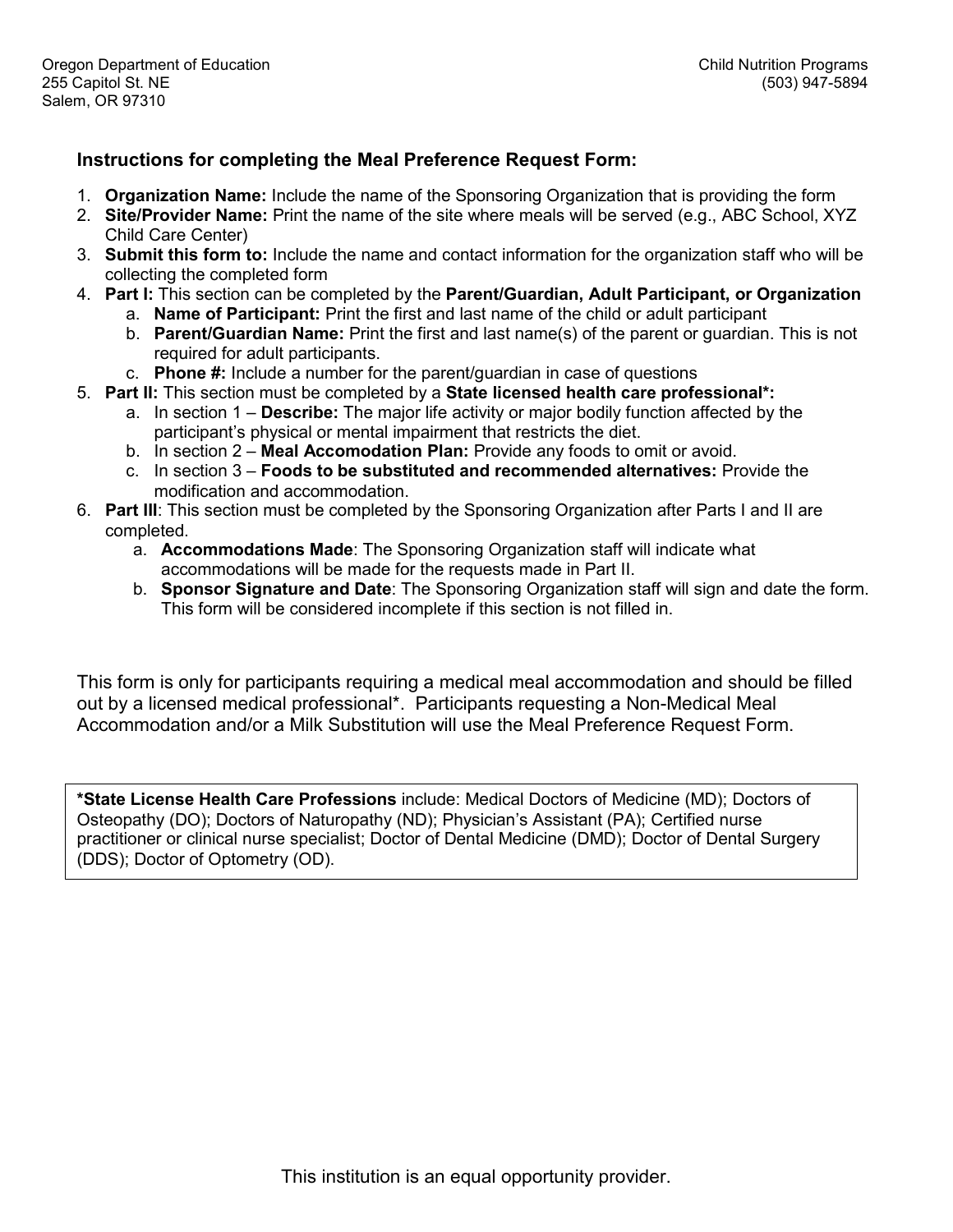Oregon Department of Education
255 Capitol St. NE
Salem, OR 97310

Child Nutrition Programs
(503) 947-5894

### Instructions for completing the Meal Preference Request Form:

1. **Organization Name:** Include the name of the Sponsoring Organization that is providing the form
2. **Site/Provider Name:** Print the name of the site where meals will be served (e.g., ABC School, XYZ Child Care Center)
3. **Submit this form to:** Include the name and contact information for the organization staff who will be collecting the completed form
4. **Part I:** This section can be completed by the **Parent/Guardian, Adult Participant, or Organization**
   a. **Name of Participant:** Print the first and last name of the child or adult participant
   b. **Parent/Guardian Name:** Print the first and last name(s) of the parent or guardian. This is not required for adult participants.
   c. **Phone #:** Include a number for the parent/guardian in case of questions
5. **Part II:** This section must be completed by a **State licensed health care professional*:**
   a. In section 1 – **Describe:** The major life activity or major bodily function affected by the participant's physical or mental impairment that restricts the diet.
   b. In section 2 – **Meal Accomodation Plan:** Provide any foods to omit or avoid.
   c. In section 3 – **Foods to be substituted and recommended alternatives:** Provide the modification and accommodation.
6. **Part III**: This section must be completed by the Sponsoring Organization after Parts I and II are completed.
   a. **Accommodations Made**: The Sponsoring Organization staff will indicate what accommodations will be made for the requests made in Part II.
   b. **Sponsor Signature and Date**: The Sponsoring Organization staff will sign and date the form. This form will be considered incomplete if this section is not filled in.

This form is only for participants requiring a medical meal accommodation and should be filled out by a licensed medical professional*. Participants requesting a Non-Medical Meal Accommodation and/or a Milk Substitution will use the Meal Preference Request Form.

**\*State License Health Care Professions** include: Medical Doctors of Medicine (MD); Doctors of Osteopathy (DO); Doctors of Naturopathy (ND); Physician's Assistant (PA); Certified nurse practitioner or clinical nurse specialist; Doctor of Dental Medicine (DMD); Doctor of Dental Surgery (DDS); Doctor of Optometry (OD).

This institution is an equal opportunity provider.